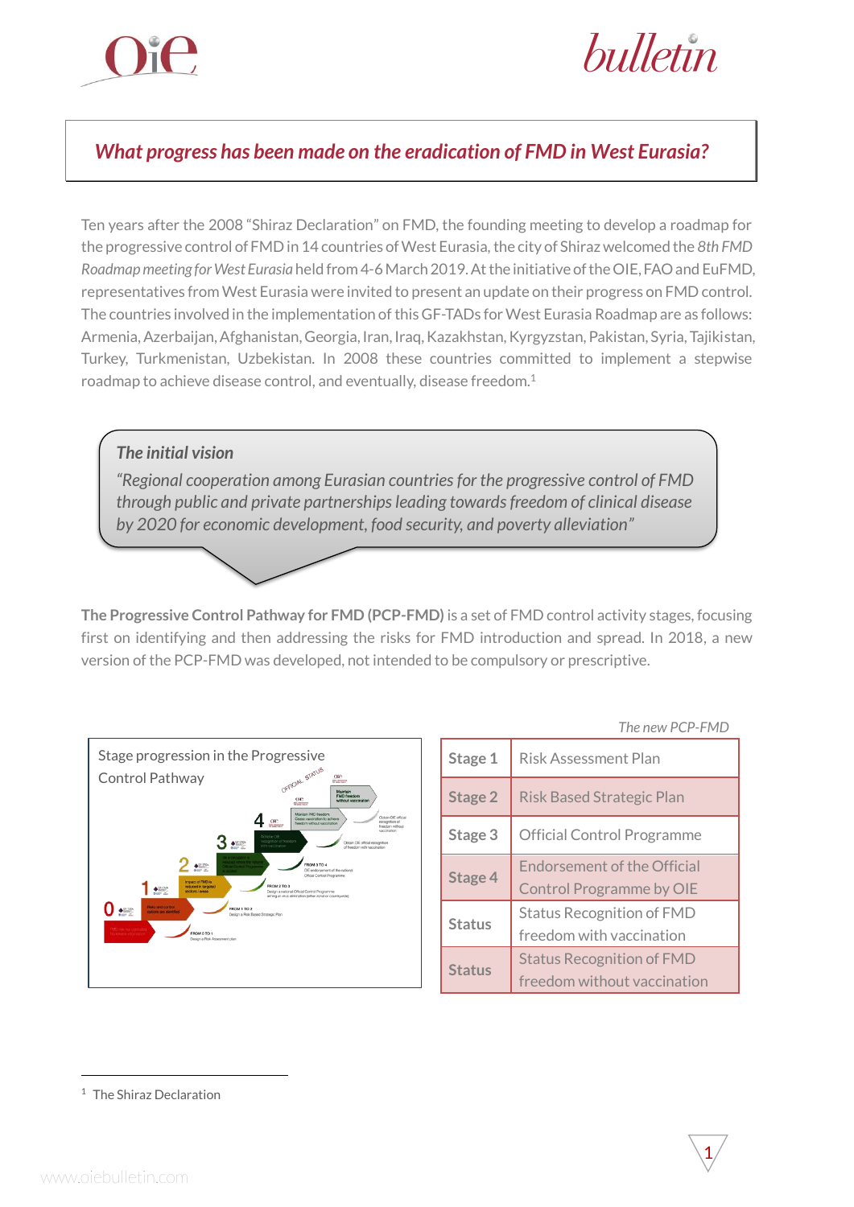## *What progress has been made on the eradication of FMD in West Eurasia?*

Ten years after the 2008 "Shiraz Declaration" on FMD, the founding meeting to develop a roadmap for the progressive control of FMD in 14 countries of West Eurasia, the city of Shiraz welcomed the *8th FMD Roadmap meeting for West Eurasia* held from 4-6 March 2019. At the initiative of the OIE, FAO and EuFMD, representatives from West Eurasia were invited to present an update on their progress on FMD control. The countries involved in the implementation of this GF-TADs for West Eurasia Roadmap are as follows: Armenia, Azerbaijan, Afghanistan, Georgia, Iran, Iraq, Kazakhstan, Kyrgyzstan, Pakistan, Syria, Tajikistan, Turkey, Turkmenistan, Uzbekistan. In 2008 these countries committed to implement a stepwise roadmap to achieve disease control, and eventually, disease freedom.[1]

> ***The initial vision***
>
> *"Regional cooperation among Eurasian countries for the progressive control of FMD through public and private partnerships leading towards freedom of clinical disease by 2020 for economic development, food security, and poverty alleviation"*

**The Progressive Control Pathway for FMD (PCP-FMD)** is a set of FMD control activity stages, focusing first on identifying and then addressing the risks for FMD introduction and spread. In 2018, a new version of the PCP-FMD was developed, not intended to be compulsory or prescriptive.

Stage progression in the Progressive Control Pathway

*The new PCP-FMD*

| | |
|---|---|
| Stage 1 | Risk Assessment Plan |
| Stage 2 | Risk Based Strategic Plan |
| Stage 3 | Official Control Programme |
| Stage 4 | Endorsement of the Official Control Programme by OIE |
| Status | Status Recognition of FMD freedom with vaccination |
| Status | Status Recognition of FMD freedom without vaccination |

[1] The Shiraz Declaration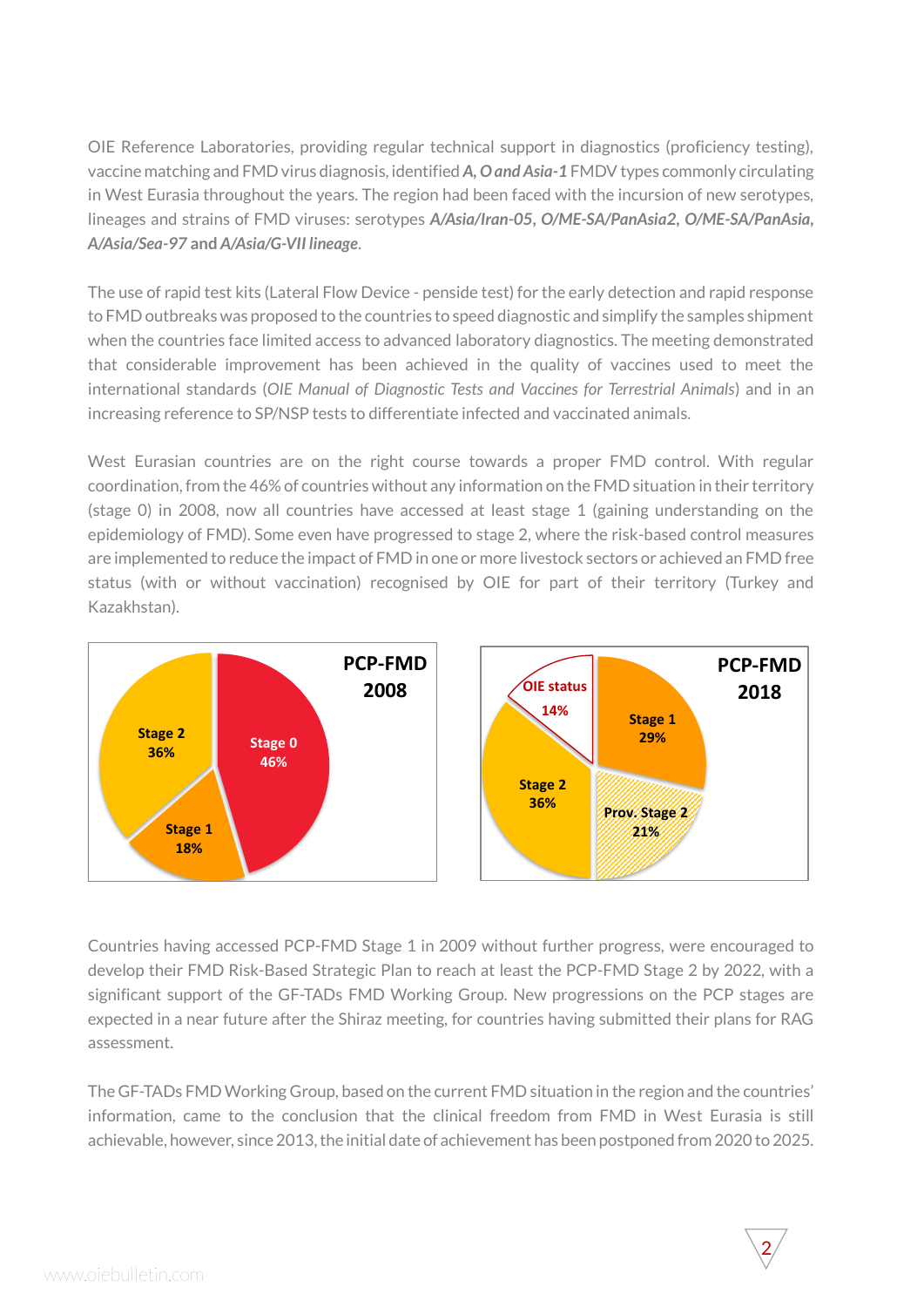OIE Reference Laboratories, providing regular technical support in diagnostics (proficiency testing), vaccine matching and FMD virus diagnosis, identified ***A, O and Asia-1*** FMDV types commonly circulating in West Eurasia throughout the years. The region had been faced with the incursion of new serotypes, lineages and strains of FMD viruses: serotypes ***A/Asia/Iran-05***, ***O/ME-SA/PanAsia2***, ***O/ME-SA/PanAsia***, ***A/Asia/Sea-97*** and ***A/Asia/G-VII lineage***.

The use of rapid test kits (Lateral Flow Device - penside test) for the early detection and rapid response to FMD outbreaks was proposed to the countries to speed diagnostic and simplify the samples shipment when the countries face limited access to advanced laboratory diagnostics. The meeting demonstrated that considerable improvement has been achieved in the quality of vaccines used to meet the international standards (*OIE Manual of Diagnostic Tests and Vaccines for Terrestrial Animals*) and in an increasing reference to SP/NSP tests to differentiate infected and vaccinated animals.

West Eurasian countries are on the right course towards a proper FMD control. With regular coordination, from the 46% of countries without any information on the FMD situation in their territory (stage 0) in 2008, now all countries have accessed at least stage 1 (gaining understanding on the epidemiology of FMD). Some even have progressed to stage 2, where the risk-based control measures are implemented to reduce the impact of FMD in one or more livestock sectors or achieved an FMD free status (with or without vaccination) recognised by OIE for part of their territory (Turkey and Kazakhstan).

**PCP-FMD 2008**

| Stage | % |
|---|---|
| Stage 0 | 46% |
| Stage 1 | 18% |
| Stage 2 | 36% |

**PCP-FMD 2018**

| Stage | % |
|---|---|
| OIE status | 14% |
| Stage 1 | 29% |
| Prov. Stage 2 | 21% |
| Stage 2 | 36% |

Countries having accessed PCP-FMD Stage 1 in 2009 without further progress, were encouraged to develop their FMD Risk-Based Strategic Plan to reach at least the PCP-FMD Stage 2 by 2022, with a significant support of the GF-TADs FMD Working Group. New progressions on the PCP stages are expected in a near future after the Shiraz meeting, for countries having submitted their plans for RAG assessment.

The GF-TADs FMD Working Group, based on the current FMD situation in the region and the countries' information, came to the conclusion that the clinical freedom from FMD in West Eurasia is still achievable, however, since 2013, the initial date of achievement has been postponed from 2020 to 2025.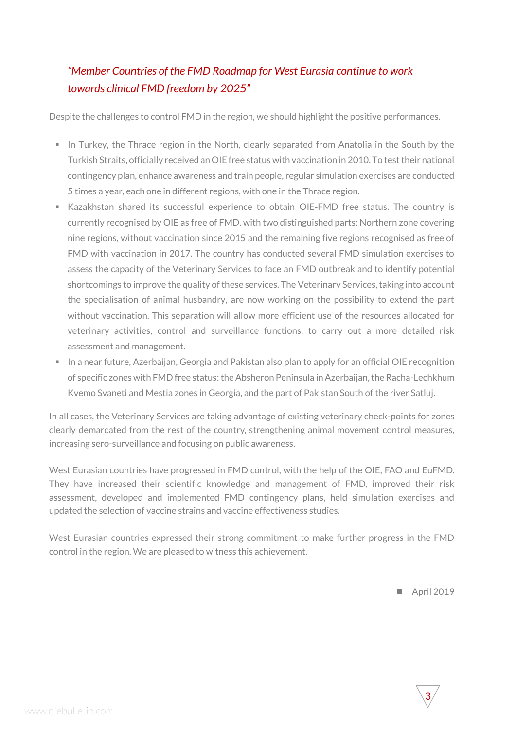*“Member Countries of the FMD Roadmap for West Eurasia continue to work towards clinical FMD freedom by 2025”*

Despite the challenges to control FMD in the region, we should highlight the positive performances.

- In Turkey, the Thrace region in the North, clearly separated from Anatolia in the South by the Turkish Straits, officially received an OIE free status with vaccination in 2010. To test their national contingency plan, enhance awareness and train people, regular simulation exercises are conducted 5 times a year, each one in different regions, with one in the Thrace region.
- Kazakhstan shared its successful experience to obtain OIE-FMD free status. The country is currently recognised by OIE as free of FMD, with two distinguished parts: Northern zone covering nine regions, without vaccination since 2015 and the remaining five regions recognised as free of FMD with vaccination in 2017. The country has conducted several FMD simulation exercises to assess the capacity of the Veterinary Services to face an FMD outbreak and to identify potential shortcomings to improve the quality of these services. The Veterinary Services, taking into account the specialisation of animal husbandry, are now working on the possibility to extend the part without vaccination. This separation will allow more efficient use of the resources allocated for veterinary activities, control and surveillance functions, to carry out a more detailed risk assessment and management.
- In a near future, Azerbaijan, Georgia and Pakistan also plan to apply for an official OIE recognition of specific zones with FMD free status: the Absheron Peninsula in Azerbaijan, the Racha-Lechkhum Kvemo Svaneti and Mestia zones in Georgia, and the part of Pakistan South of the river Satluj.

In all cases, the Veterinary Services are taking advantage of existing veterinary check-points for zones clearly demarcated from the rest of the country, strengthening animal movement control measures, increasing sero-surveillance and focusing on public awareness.

West Eurasian countries have progressed in FMD control, with the help of the OIE, FAO and EuFMD. They have increased their scientific knowledge and management of FMD, improved their risk assessment, developed and implemented FMD contingency plans, held simulation exercises and updated the selection of vaccine strains and vaccine effectiveness studies.

West Eurasian countries expressed their strong commitment to make further progress in the FMD control in the region. We are pleased to witness this achievement.

April 2019